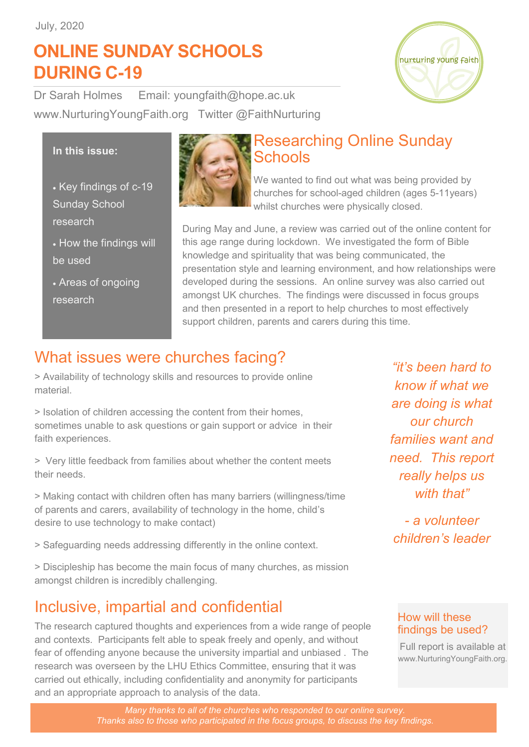July, 2020

# ONLINE SUNDAY SCHOOLS DURING C-19

Dr Sarah Holmes Email: youngfaith@hope.ac.uk

www.NurturingYoungFaith.org Twitter @FaithNurturing

nurturing young faith

**In this issue:**

- Key findings of c-19 Sunday School research
- How the findings will be used
- Areas of ongoing research

## Researching Online Sunday Schools

We wanted to find out what was being provided by churches for school-aged children (ages 5-11years) whilst churches were physically closed.

During May and June, a review was carried out of the online content for this age range during lockdown. We investigated the form of Bible knowledge and spirituality that was being communicated, the presentation style and learning environment, and how relationships were developed during the sessions. An online survey was also carried out amongst UK churches. The findings were discussed in focus groups and then presented in a report to help churches to most effectively support children, parents and carers during this time.

## What issues were churches facing?

> Availability of technology skills and resources to provide online material.

> Isolation of children accessing the content from their homes, sometimes unable to ask questions or gain support or advice in their faith experiences.

> Very little feedback from families about whether the content meets their needs.

> Making contact with children often has many barriers (willingness/time of parents and carers, availability of technology in the home, child's desire to use technology to make contact)

> Safeguarding needs addressing differently in the online context.

> Discipleship has become the main focus of many churches, as mission amongst children is incredibly challenging.

*"it's been hard to know if what we are doing is what our church families want and need. This report really helps us with that"*

*- a volunteer children's leader*

## Inclusive, impartial and confidential

The research captured thoughts and experiences from a wide range of people and contexts. Participants felt able to speak freely and openly, and without fear of offending anyone because the university impartial and unbiased . The research was overseen by the LHU Ethics Committee, ensuring that it was carried out ethically, including confidentiality and anonymity for participants and an appropriate approach to analysis of the data.

### How will these findings be used?

Full report is available at www.NurturingYoungFaith.org.

*Many thanks to all of the churches who responded to our online survey.*
*Thanks also to those who participated in the focus groups, to discuss the key findings.*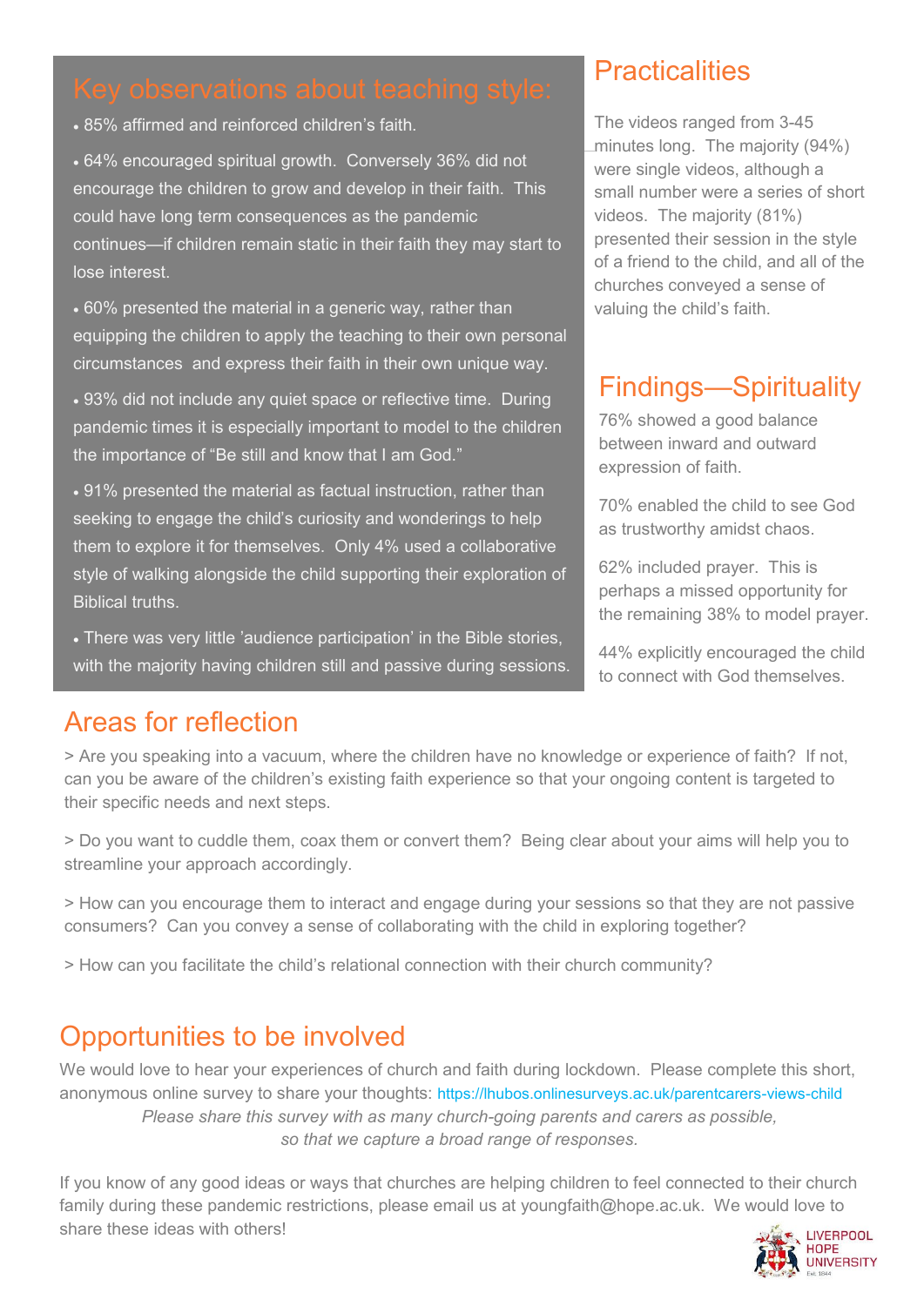## Key observations about teaching style:

- 85% affirmed and reinforced children's faith.
- 64% encouraged spiritual growth. Conversely 36% did not encourage the children to grow and develop in their faith. This could have long term consequences as the pandemic continues—if children remain static in their faith they may start to lose interest.
- 60% presented the material in a generic way, rather than equipping the children to apply the teaching to their own personal circumstances and express their faith in their own unique way.
- 93% did not include any quiet space or reflective time. During pandemic times it is especially important to model to the children the importance of "Be still and know that I am God."
- 91% presented the material as factual instruction, rather than seeking to engage the child's curiosity and wonderings to help them to explore it for themselves. Only 4% used a collaborative style of walking alongside the child supporting their exploration of Biblical truths.
- There was very little 'audience participation' in the Bible stories, with the majority having children still and passive during sessions.

## Practicalities

The videos ranged from 3-45 minutes long. The majority (94%) were single videos, although a small number were a series of short videos. The majority (81%) presented their session in the style of a friend to the child, and all of the churches conveyed a sense of valuing the child's faith.

## Findings—Spirituality

76% showed a good balance between inward and outward expression of faith.

70% enabled the child to see God as trustworthy amidst chaos.

62% included prayer. This is perhaps a missed opportunity for the remaining 38% to model prayer.

44% explicitly encouraged the child to connect with God themselves.

## Areas for reflection

> Are you speaking into a vacuum, where the children have no knowledge or experience of faith? If not, can you be aware of the children's existing faith experience so that your ongoing content is targeted to their specific needs and next steps.

> Do you want to cuddle them, coax them or convert them? Being clear about your aims will help you to streamline your approach accordingly.

> How can you encourage them to interact and engage during your sessions so that they are not passive consumers? Can you convey a sense of collaborating with the child in exploring together?

> How can you facilitate the child's relational connection with their church community?

## Opportunities to be involved

We would love to hear your experiences of church and faith during lockdown. Please complete this short, anonymous online survey to share your thoughts: https://lhubos.onlinesurveys.ac.uk/parentcarers-views-child

*Please share this survey with as many church-going parents and carers as possible, so that we capture a broad range of responses.*

If you know of any good ideas or ways that churches are helping children to feel connected to their church family during these pandemic restrictions, please email us at youngfaith@hope.ac.uk. We would love to share these ideas with others!

LIVERPOOL HOPE UNIVERSITY
Est. 1844